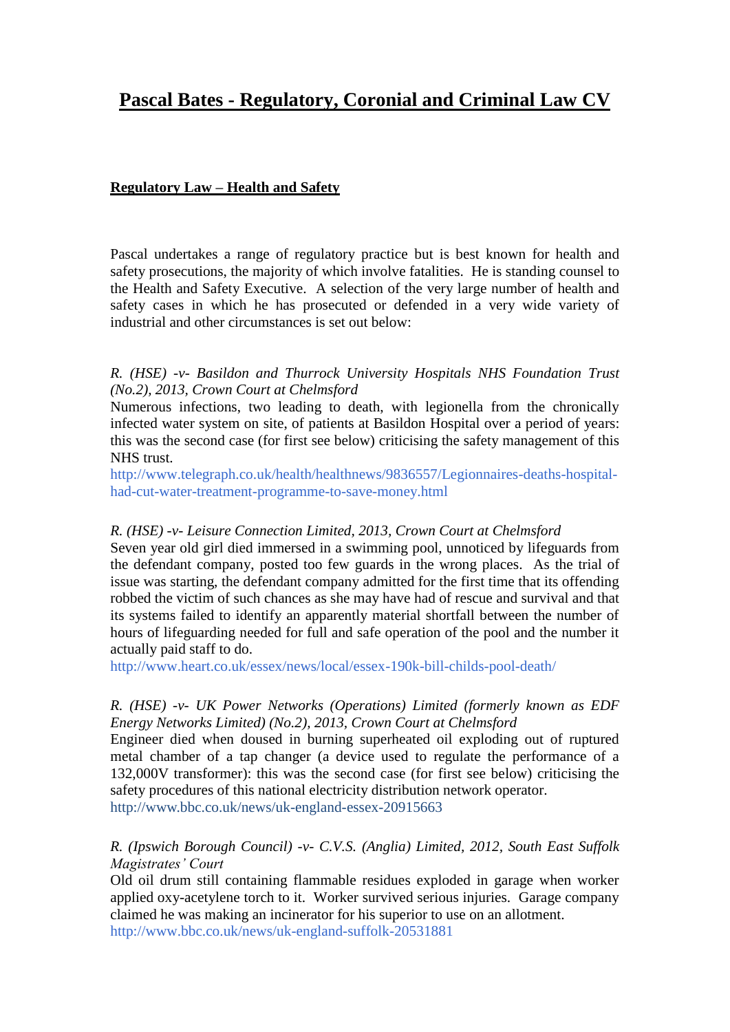# Pascal Bates - Regulatory, Coronial and Criminal Law CV

## Regulatory Law – Health and Safety

Pascal undertakes a range of regulatory practice but is best known for health and safety prosecutions, the majority of which involve fatalities. He is standing counsel to the Health and Safety Executive. A selection of the very large number of health and safety cases in which he has prosecuted or defended in a very wide variety of industrial and other circumstances is set out below:

*R. (HSE) -v- Basildon and Thurrock University Hospitals NHS Foundation Trust (No.2), 2013, Crown Court at Chelmsford*
Numerous infections, two leading to death, with legionella from the chronically infected water system on site, of patients at Basildon Hospital over a period of years: this was the second case (for first see below) criticising the safety management of this NHS trust.
http://www.telegraph.co.uk/health/healthnews/9836557/Legionnaires-deaths-hospital-had-cut-water-treatment-programme-to-save-money.html

*R. (HSE) -v- Leisure Connection Limited, 2013, Crown Court at Chelmsford*
Seven year old girl died immersed in a swimming pool, unnoticed by lifeguards from the defendant company, posted too few guards in the wrong places. As the trial of issue was starting, the defendant company admitted for the first time that its offending robbed the victim of such chances as she may have had of rescue and survival and that its systems failed to identify an apparently material shortfall between the number of hours of lifeguarding needed for full and safe operation of the pool and the number it actually paid staff to do.
http://www.heart.co.uk/essex/news/local/essex-190k-bill-childs-pool-death/

*R. (HSE) -v- UK Power Networks (Operations) Limited (formerly known as EDF Energy Networks Limited) (No.2), 2013, Crown Court at Chelmsford*
Engineer died when doused in burning superheated oil exploding out of ruptured metal chamber of a tap changer (a device used to regulate the performance of a 132,000V transformer): this was the second case (for first see below) criticising the safety procedures of this national electricity distribution network operator.
http://www.bbc.co.uk/news/uk-england-essex-20915663

*R. (Ipswich Borough Council) -v- C.V.S. (Anglia) Limited, 2012, South East Suffolk Magistrates' Court*
Old oil drum still containing flammable residues exploded in garage when worker applied oxy-acetylene torch to it. Worker survived serious injuries. Garage company claimed he was making an incinerator for his superior to use on an allotment.
http://www.bbc.co.uk/news/uk-england-suffolk-20531881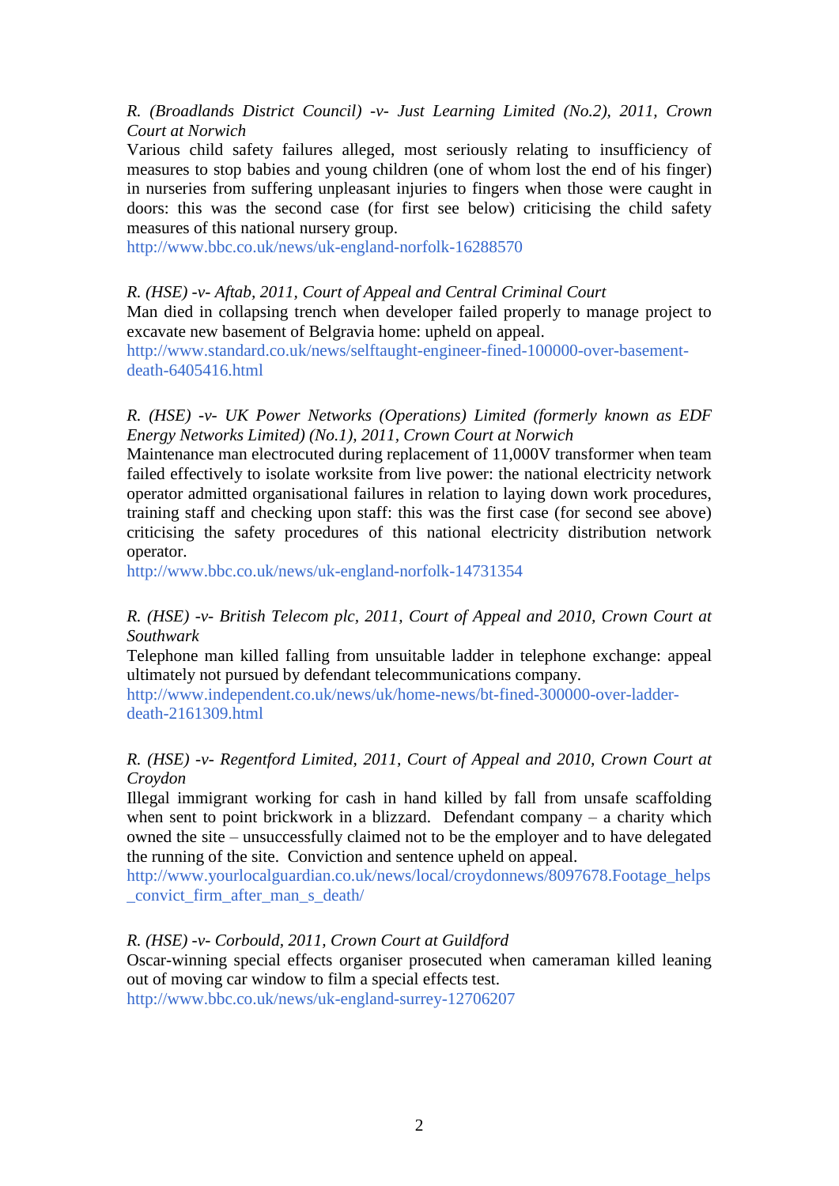*R. (Broadlands District Council) -v- Just Learning Limited (No.2), 2011, Crown Court at Norwich*
Various child safety failures alleged, most seriously relating to insufficiency of measures to stop babies and young children (one of whom lost the end of his finger) in nurseries from suffering unpleasant injuries to fingers when those were caught in doors: this was the second case (for first see below) criticising the child safety measures of this national nursery group.
http://www.bbc.co.uk/news/uk-england-norfolk-16288570

*R. (HSE) -v- Aftab, 2011, Court of Appeal and Central Criminal Court*
Man died in collapsing trench when developer failed properly to manage project to excavate new basement of Belgravia home: upheld on appeal.
http://www.standard.co.uk/news/selftaught-engineer-fined-100000-over-basement-death-6405416.html

*R. (HSE) -v- UK Power Networks (Operations) Limited (formerly known as EDF Energy Networks Limited) (No.1), 2011, Crown Court at Norwich*
Maintenance man electrocuted during replacement of 11,000V transformer when team failed effectively to isolate worksite from live power: the national electricity network operator admitted organisational failures in relation to laying down work procedures, training staff and checking upon staff: this was the first case (for second see above) criticising the safety procedures of this national electricity distribution network operator.
http://www.bbc.co.uk/news/uk-england-norfolk-14731354

*R. (HSE) -v- British Telecom plc, 2011, Court of Appeal and 2010, Crown Court at Southwark*
Telephone man killed falling from unsuitable ladder in telephone exchange: appeal ultimately not pursued by defendant telecommunications company.
http://www.independent.co.uk/news/uk/home-news/bt-fined-300000-over-ladder-death-2161309.html

*R. (HSE) -v- Regentford Limited, 2011, Court of Appeal and 2010, Crown Court at Croydon*
Illegal immigrant working for cash in hand killed by fall from unsafe scaffolding when sent to point brickwork in a blizzard. Defendant company – a charity which owned the site – unsuccessfully claimed not to be the employer and to have delegated the running of the site. Conviction and sentence upheld on appeal.
http://www.yourlocalguardian.co.uk/news/local/croydonnews/8097678.Footage_helps_convict_firm_after_man_s_death/

*R. (HSE) -v- Corbould, 2011, Crown Court at Guildford*
Oscar-winning special effects organiser prosecuted when cameraman killed leaning out of moving car window to film a special effects test.
http://www.bbc.co.uk/news/uk-england-surrey-12706207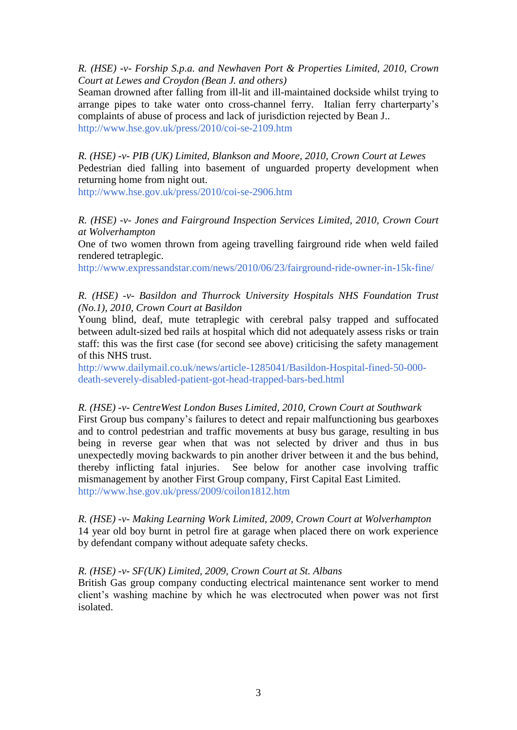*R. (HSE) -v- Forship S.p.a. and Newhaven Port & Properties Limited, 2010, Crown Court at Lewes and Croydon (Bean J. and others)*
Seaman drowned after falling from ill-lit and ill-maintained dockside whilst trying to arrange pipes to take water onto cross-channel ferry. Italian ferry charterparty's complaints of abuse of process and lack of jurisdiction rejected by Bean J..
http://www.hse.gov.uk/press/2010/coi-se-2109.htm

*R. (HSE) -v- PIB (UK) Limited, Blankson and Moore, 2010, Crown Court at Lewes*
Pedestrian died falling into basement of unguarded property development when returning home from night out.
http://www.hse.gov.uk/press/2010/coi-se-2906.htm

*R. (HSE) -v- Jones and Fairground Inspection Services Limited, 2010, Crown Court at Wolverhampton*
One of two women thrown from ageing travelling fairground ride when weld failed rendered tetraplegic.
http://www.expressandstar.com/news/2010/06/23/fairground-ride-owner-in-15k-fine/

*R. (HSE) -v- Basildon and Thurrock University Hospitals NHS Foundation Trust (No.1), 2010, Crown Court at Basildon*
Young blind, deaf, mute tetraplegic with cerebral palsy trapped and suffocated between adult-sized bed rails at hospital which did not adequately assess risks or train staff: this was the first case (for second see above) criticising the safety management of this NHS trust.
http://www.dailymail.co.uk/news/article-1285041/Basildon-Hospital-fined-50-000-death-severely-disabled-patient-got-head-trapped-bars-bed.html

*R. (HSE) -v- CentreWest London Buses Limited, 2010, Crown Court at Southwark*
First Group bus company's failures to detect and repair malfunctioning bus gearboxes and to control pedestrian and traffic movements at busy bus garage, resulting in bus being in reverse gear when that was not selected by driver and thus in bus unexpectedly moving backwards to pin another driver between it and the bus behind, thereby inflicting fatal injuries. See below for another case involving traffic mismanagement by another First Group company, First Capital East Limited.
http://www.hse.gov.uk/press/2009/coilon1812.htm

*R. (HSE) -v- Making Learning Work Limited, 2009, Crown Court at Wolverhampton*
14 year old boy burnt in petrol fire at garage when placed there on work experience by defendant company without adequate safety checks.

*R. (HSE) -v- SF(UK) Limited, 2009, Crown Court at St. Albans*
British Gas group company conducting electrical maintenance sent worker to mend client's washing machine by which he was electrocuted when power was not first isolated.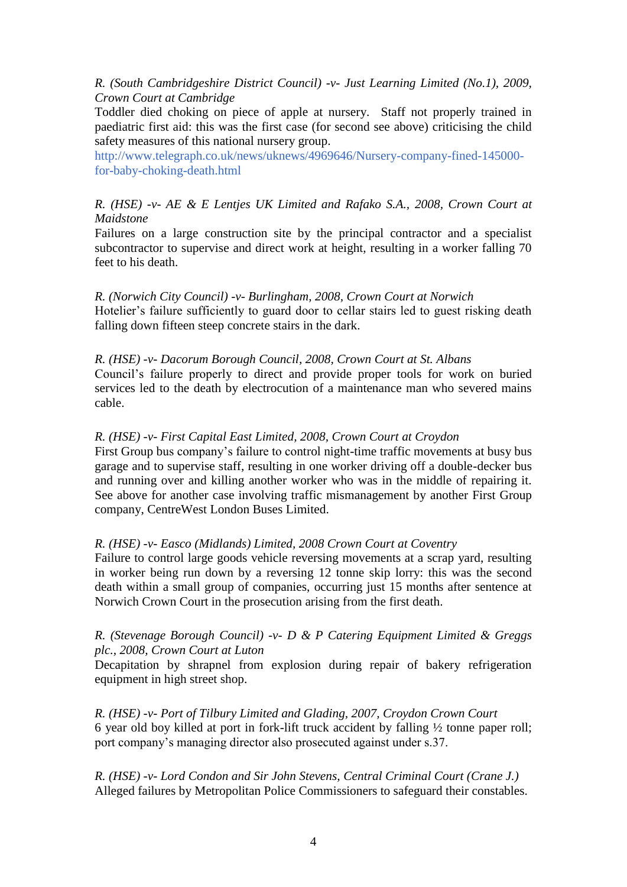*R. (South Cambridgeshire District Council) -v- Just Learning Limited (No.1), 2009, Crown Court at Cambridge*
Toddler died choking on piece of apple at nursery. Staff not properly trained in paediatric first aid: this was the first case (for second see above) criticising the child safety measures of this national nursery group.
http://www.telegraph.co.uk/news/uknews/4969646/Nursery-company-fined-145000-for-baby-choking-death.html

*R. (HSE) -v- AE & E Lentjes UK Limited and Rafako S.A., 2008, Crown Court at Maidstone*
Failures on a large construction site by the principal contractor and a specialist subcontractor to supervise and direct work at height, resulting in a worker falling 70 feet to his death.

*R. (Norwich City Council) -v- Burlingham, 2008, Crown Court at Norwich*
Hotelier's failure sufficiently to guard door to cellar stairs led to guest risking death falling down fifteen steep concrete stairs in the dark.

*R. (HSE) -v- Dacorum Borough Council, 2008, Crown Court at St. Albans*
Council's failure properly to direct and provide proper tools for work on buried services led to the death by electrocution of a maintenance man who severed mains cable.

*R. (HSE) -v- First Capital East Limited, 2008, Crown Court at Croydon*
First Group bus company's failure to control night-time traffic movements at busy bus garage and to supervise staff, resulting in one worker driving off a double-decker bus and running over and killing another worker who was in the middle of repairing it. See above for another case involving traffic mismanagement by another First Group company, CentreWest London Buses Limited.

*R. (HSE) -v- Easco (Midlands) Limited, 2008 Crown Court at Coventry*
Failure to control large goods vehicle reversing movements at a scrap yard, resulting in worker being run down by a reversing 12 tonne skip lorry: this was the second death within a small group of companies, occurring just 15 months after sentence at Norwich Crown Court in the prosecution arising from the first death.

*R. (Stevenage Borough Council) -v- D & P Catering Equipment Limited & Greggs plc., 2008, Crown Court at Luton*
Decapitation by shrapnel from explosion during repair of bakery refrigeration equipment in high street shop.

*R. (HSE) -v- Port of Tilbury Limited and Glading, 2007, Croydon Crown Court*
6 year old boy killed at port in fork-lift truck accident by falling ½ tonne paper roll; port company's managing director also prosecuted against under s.37.

*R. (HSE) -v- Lord Condon and Sir John Stevens, Central Criminal Court (Crane J.)*
Alleged failures by Metropolitan Police Commissioners to safeguard their constables.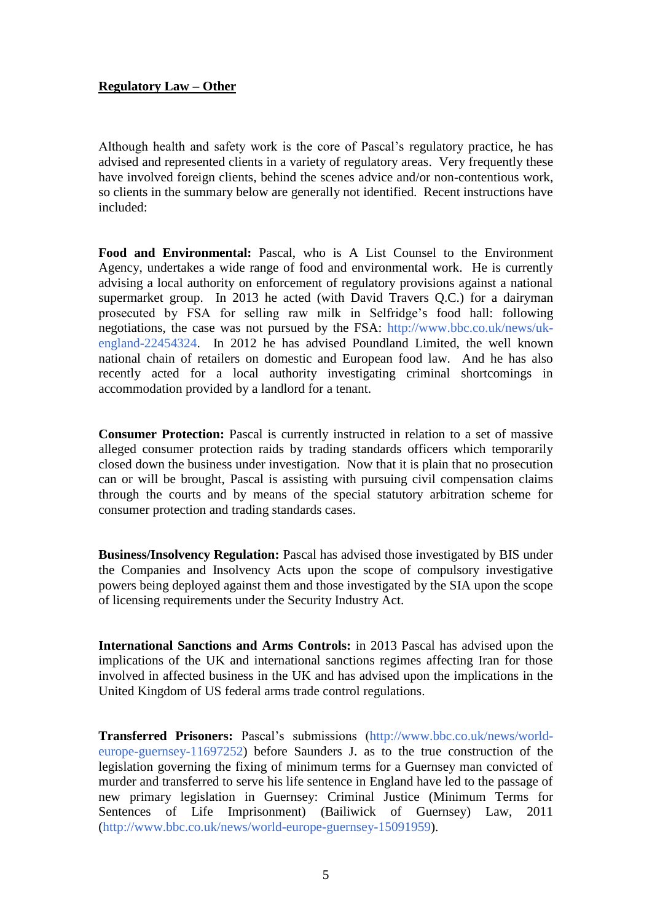**Regulatory Law – Other**

Although health and safety work is the core of Pascal's regulatory practice, he has advised and represented clients in a variety of regulatory areas. Very frequently these have involved foreign clients, behind the scenes advice and/or non-contentious work, so clients in the summary below are generally not identified. Recent instructions have included:

**Food and Environmental:** Pascal, who is A List Counsel to the Environment Agency, undertakes a wide range of food and environmental work. He is currently advising a local authority on enforcement of regulatory provisions against a national supermarket group. In 2013 he acted (with David Travers Q.C.) for a dairyman prosecuted by FSA for selling raw milk in Selfridge's food hall: following negotiations, the case was not pursued by the FSA: http://www.bbc.co.uk/news/uk-england-22454324. In 2012 he has advised Poundland Limited, the well known national chain of retailers on domestic and European food law. And he has also recently acted for a local authority investigating criminal shortcomings in accommodation provided by a landlord for a tenant.

**Consumer Protection:** Pascal is currently instructed in relation to a set of massive alleged consumer protection raids by trading standards officers which temporarily closed down the business under investigation. Now that it is plain that no prosecution can or will be brought, Pascal is assisting with pursuing civil compensation claims through the courts and by means of the special statutory arbitration scheme for consumer protection and trading standards cases.

**Business/Insolvency Regulation:** Pascal has advised those investigated by BIS under the Companies and Insolvency Acts upon the scope of compulsory investigative powers being deployed against them and those investigated by the SIA upon the scope of licensing requirements under the Security Industry Act.

**International Sanctions and Arms Controls:** in 2013 Pascal has advised upon the implications of the UK and international sanctions regimes affecting Iran for those involved in affected business in the UK and has advised upon the implications in the United Kingdom of US federal arms trade control regulations.

**Transferred Prisoners:** Pascal's submissions (http://www.bbc.co.uk/news/world-europe-guernsey-11697252) before Saunders J. as to the true construction of the legislation governing the fixing of minimum terms for a Guernsey man convicted of murder and transferred to serve his life sentence in England have led to the passage of new primary legislation in Guernsey: Criminal Justice (Minimum Terms for Sentences of Life Imprisonment) (Bailiwick of Guernsey) Law, 2011 (http://www.bbc.co.uk/news/world-europe-guernsey-15091959).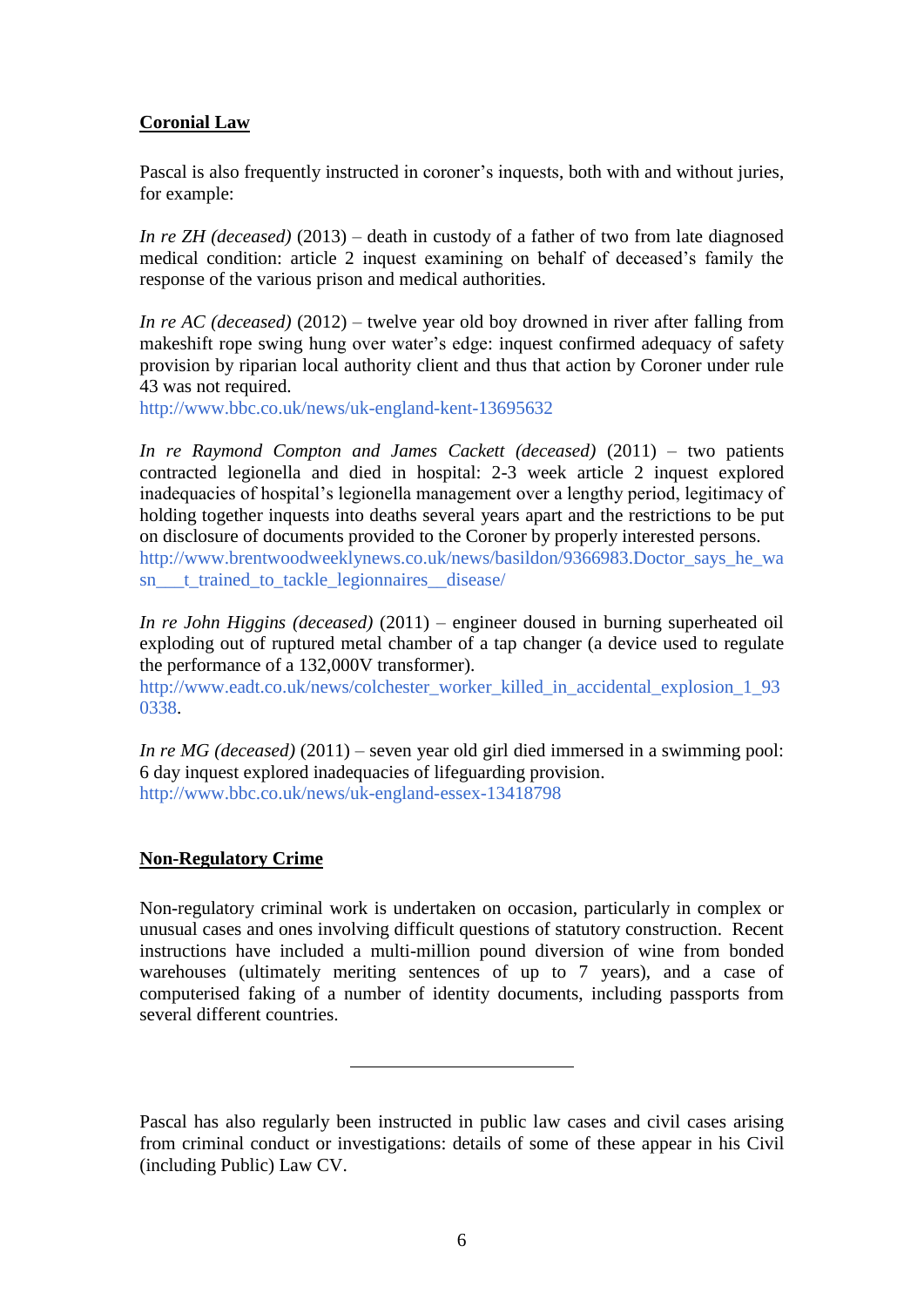**Coronial Law**

Pascal is also frequently instructed in coroner's inquests, both with and without juries, for example:

*In re ZH (deceased)* (2013) – death in custody of a father of two from late diagnosed medical condition: article 2 inquest examining on behalf of deceased's family the response of the various prison and medical authorities.

*In re AC (deceased)* (2012) – twelve year old boy drowned in river after falling from makeshift rope swing hung over water's edge: inquest confirmed adequacy of safety provision by riparian local authority client and thus that action by Coroner under rule 43 was not required.
http://www.bbc.co.uk/news/uk-england-kent-13695632

*In re Raymond Compton and James Cackett (deceased)* (2011) – two patients contracted legionella and died in hospital: 2-3 week article 2 inquest explored inadequacies of hospital's legionella management over a lengthy period, legitimacy of holding together inquests into deaths several years apart and the restrictions to be put on disclosure of documents provided to the Coroner by properly interested persons.
http://www.brentwoodweeklynews.co.uk/news/basildon/9366983.Doctor_says_he_wasn___t_trained_to_tackle_legionnaires__disease/

*In re John Higgins (deceased)* (2011) – engineer doused in burning superheated oil exploding out of ruptured metal chamber of a tap changer (a device used to regulate the performance of a 132,000V transformer).
http://www.eadt.co.uk/news/colchester_worker_killed_in_accidental_explosion_1_930338.

*In re MG (deceased)* (2011) – seven year old girl died immersed in a swimming pool: 6 day inquest explored inadequacies of lifeguarding provision.
http://www.bbc.co.uk/news/uk-england-essex-13418798

**Non-Regulatory Crime**

Non-regulatory criminal work is undertaken on occasion, particularly in complex or unusual cases and ones involving difficult questions of statutory construction. Recent instructions have included a multi-million pound diversion of wine from bonded warehouses (ultimately meriting sentences of up to 7 years), and a case of computerised faking of a number of identity documents, including passports from several different countries.

---

Pascal has also regularly been instructed in public law cases and civil cases arising from criminal conduct or investigations: details of some of these appear in his Civil (including Public) Law CV.